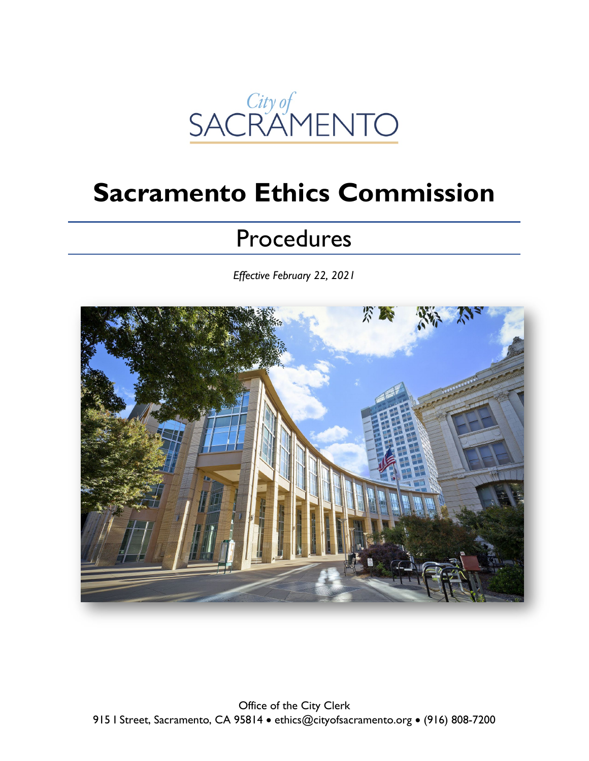City of SACRAMENTO

# Sacramento Ethics Commission

## Procedures

*Effective February 22, 2021*

Office of the City Clerk
915 I Street, Sacramento, CA 95814 • ethics@cityofsacramento.org • (916) 808-7200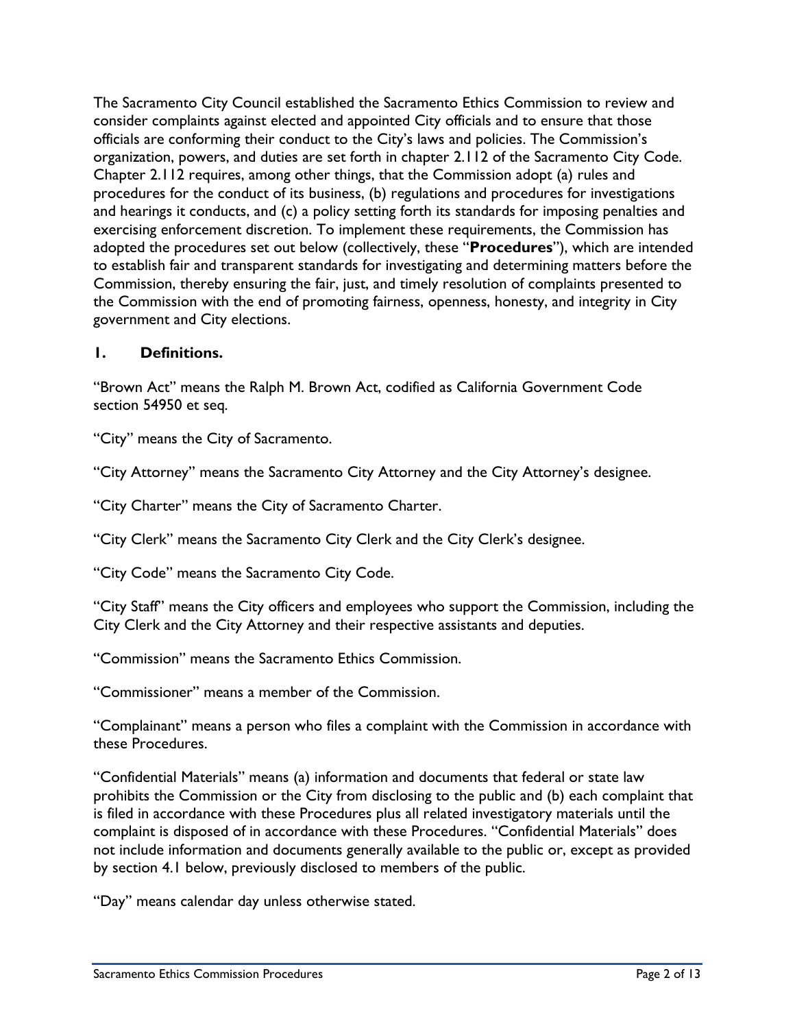The Sacramento City Council established the Sacramento Ethics Commission to review and consider complaints against elected and appointed City officials and to ensure that those officials are conforming their conduct to the City's laws and policies. The Commission's organization, powers, and duties are set forth in chapter 2.112 of the Sacramento City Code. Chapter 2.112 requires, among other things, that the Commission adopt (a) rules and procedures for the conduct of its business, (b) regulations and procedures for investigations and hearings it conducts, and (c) a policy setting forth its standards for imposing penalties and exercising enforcement discretion. To implement these requirements, the Commission has adopted the procedures set out below (collectively, these "**Procedures**"), which are intended to establish fair and transparent standards for investigating and determining matters before the Commission, thereby ensuring the fair, just, and timely resolution of complaints presented to the Commission with the end of promoting fairness, openness, honesty, and integrity in City government and City elections.

## 1. Definitions.

"Brown Act" means the Ralph M. Brown Act, codified as California Government Code section 54950 et seq.

"City" means the City of Sacramento.

"City Attorney" means the Sacramento City Attorney and the City Attorney's designee.

"City Charter" means the City of Sacramento Charter.

"City Clerk" means the Sacramento City Clerk and the City Clerk's designee.

"City Code" means the Sacramento City Code.

"City Staff" means the City officers and employees who support the Commission, including the City Clerk and the City Attorney and their respective assistants and deputies.

"Commission" means the Sacramento Ethics Commission.

"Commissioner" means a member of the Commission.

"Complainant" means a person who files a complaint with the Commission in accordance with these Procedures.

"Confidential Materials" means (a) information and documents that federal or state law prohibits the Commission or the City from disclosing to the public and (b) each complaint that is filed in accordance with these Procedures plus all related investigatory materials until the complaint is disposed of in accordance with these Procedures. "Confidential Materials" does not include information and documents generally available to the public or, except as provided by section 4.1 below, previously disclosed to members of the public.

"Day" means calendar day unless otherwise stated.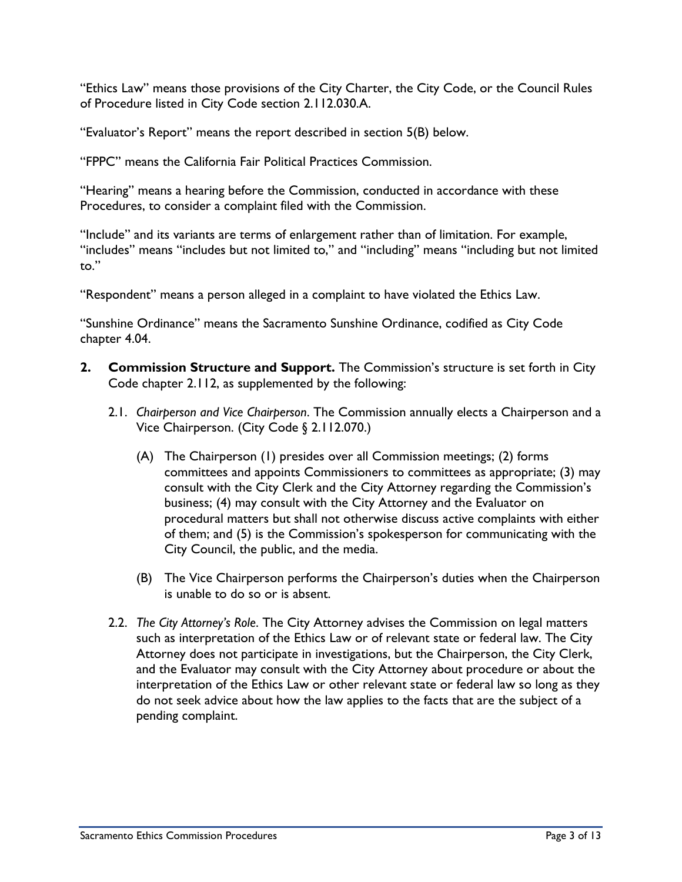"Ethics Law" means those provisions of the City Charter, the City Code, or the Council Rules of Procedure listed in City Code section 2.112.030.A.

"Evaluator's Report" means the report described in section 5(B) below.

"FPPC" means the California Fair Political Practices Commission.

"Hearing" means a hearing before the Commission, conducted in accordance with these Procedures, to consider a complaint filed with the Commission.

"Include" and its variants are terms of enlargement rather than of limitation. For example, "includes" means "includes but not limited to," and "including" means "including but not limited to."

"Respondent" means a person alleged in a complaint to have violated the Ethics Law.

"Sunshine Ordinance" means the Sacramento Sunshine Ordinance, codified as City Code chapter 4.04.

**2. Commission Structure and Support.** The Commission's structure is set forth in City Code chapter 2.112, as supplemented by the following:

2.1. *Chairperson and Vice Chairperson*. The Commission annually elects a Chairperson and a Vice Chairperson. (City Code § 2.112.070.)

(A) The Chairperson (1) presides over all Commission meetings; (2) forms committees and appoints Commissioners to committees as appropriate; (3) may consult with the City Clerk and the City Attorney regarding the Commission's business; (4) may consult with the City Attorney and the Evaluator on procedural matters but shall not otherwise discuss active complaints with either of them; and (5) is the Commission's spokesperson for communicating with the City Council, the public, and the media.

(B) The Vice Chairperson performs the Chairperson's duties when the Chairperson is unable to do so or is absent.

2.2. *The City Attorney's Role*. The City Attorney advises the Commission on legal matters such as interpretation of the Ethics Law or of relevant state or federal law. The City Attorney does not participate in investigations, but the Chairperson, the City Clerk, and the Evaluator may consult with the City Attorney about procedure or about the interpretation of the Ethics Law or other relevant state or federal law so long as they do not seek advice about how the law applies to the facts that are the subject of a pending complaint.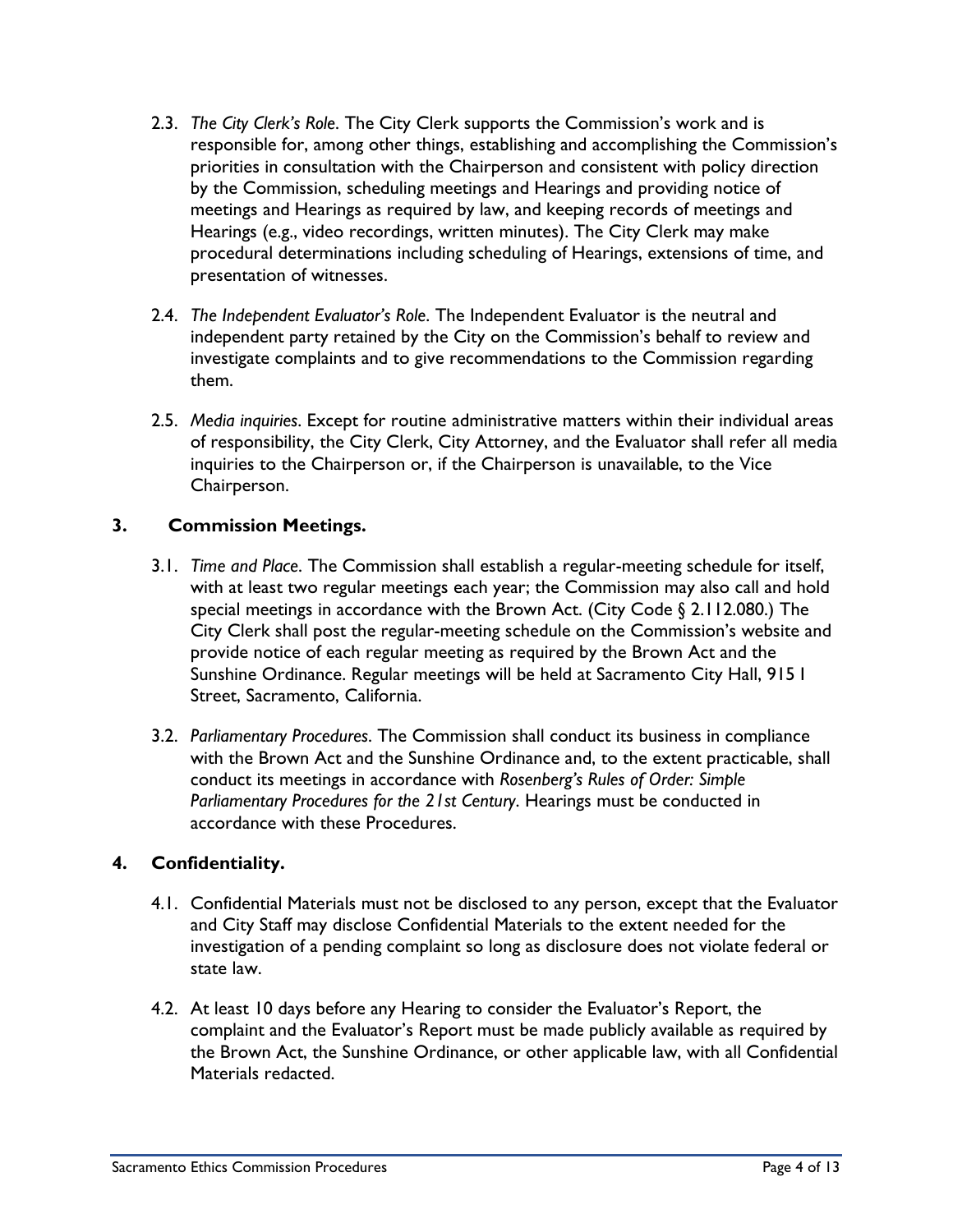2.3. *The City Clerk's Role*. The City Clerk supports the Commission's work and is responsible for, among other things, establishing and accomplishing the Commission's priorities in consultation with the Chairperson and consistent with policy direction by the Commission, scheduling meetings and Hearings and providing notice of meetings and Hearings as required by law, and keeping records of meetings and Hearings (e.g., video recordings, written minutes). The City Clerk may make procedural determinations including scheduling of Hearings, extensions of time, and presentation of witnesses.

2.4. *The Independent Evaluator's Role*. The Independent Evaluator is the neutral and independent party retained by the City on the Commission's behalf to review and investigate complaints and to give recommendations to the Commission regarding them.

2.5. *Media inquiries*. Except for routine administrative matters within their individual areas of responsibility, the City Clerk, City Attorney, and the Evaluator shall refer all media inquiries to the Chairperson or, if the Chairperson is unavailable, to the Vice Chairperson.

## 3. Commission Meetings.

3.1. *Time and Place*. The Commission shall establish a regular-meeting schedule for itself, with at least two regular meetings each year; the Commission may also call and hold special meetings in accordance with the Brown Act. (City Code § 2.112.080.) The City Clerk shall post the regular-meeting schedule on the Commission's website and provide notice of each regular meeting as required by the Brown Act and the Sunshine Ordinance. Regular meetings will be held at Sacramento City Hall, 915 I Street, Sacramento, California.

3.2. *Parliamentary Procedures*. The Commission shall conduct its business in compliance with the Brown Act and the Sunshine Ordinance and, to the extent practicable, shall conduct its meetings in accordance with *Rosenberg's Rules of Order: Simple Parliamentary Procedures for the 21st Century*. Hearings must be conducted in accordance with these Procedures.

## 4. Confidentiality.

4.1. Confidential Materials must not be disclosed to any person, except that the Evaluator and City Staff may disclose Confidential Materials to the extent needed for the investigation of a pending complaint so long as disclosure does not violate federal or state law.

4.2. At least 10 days before any Hearing to consider the Evaluator's Report, the complaint and the Evaluator's Report must be made publicly available as required by the Brown Act, the Sunshine Ordinance, or other applicable law, with all Confidential Materials redacted.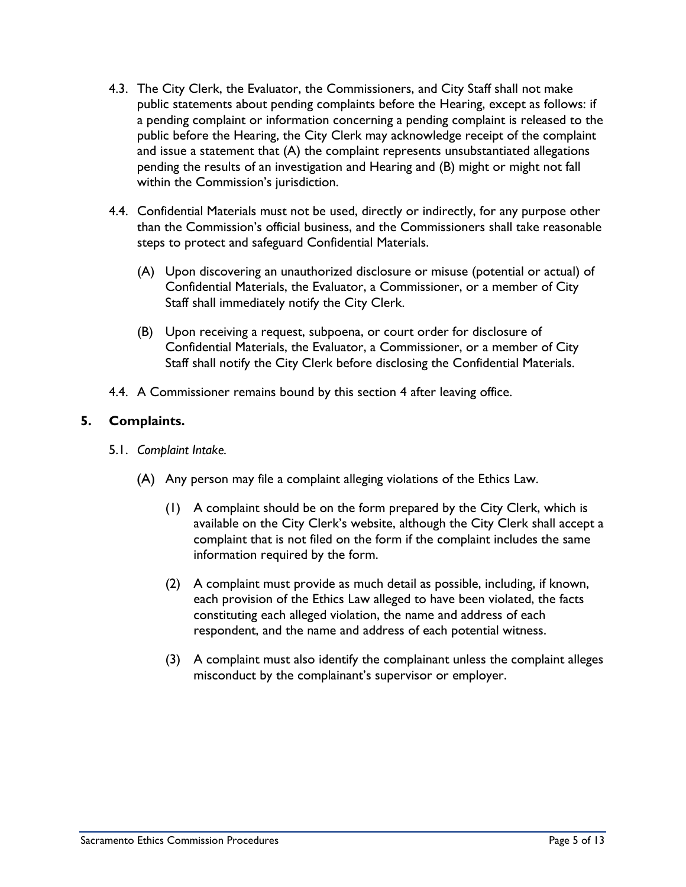4.3. The City Clerk, the Evaluator, the Commissioners, and City Staff shall not make public statements about pending complaints before the Hearing, except as follows: if a pending complaint or information concerning a pending complaint is released to the public before the Hearing, the City Clerk may acknowledge receipt of the complaint and issue a statement that (A) the complaint represents unsubstantiated allegations pending the results of an investigation and Hearing and (B) might or might not fall within the Commission's jurisdiction.

4.4. Confidential Materials must not be used, directly or indirectly, for any purpose other than the Commission's official business, and the Commissioners shall take reasonable steps to protect and safeguard Confidential Materials.

(A) Upon discovering an unauthorized disclosure or misuse (potential or actual) of Confidential Materials, the Evaluator, a Commissioner, or a member of City Staff shall immediately notify the City Clerk.

(B) Upon receiving a request, subpoena, or court order for disclosure of Confidential Materials, the Evaluator, a Commissioner, or a member of City Staff shall notify the City Clerk before disclosing the Confidential Materials.

4.4. A Commissioner remains bound by this section 4 after leaving office.

## 5. Complaints.

5.1. *Complaint Intake.*

(A) Any person may file a complaint alleging violations of the Ethics Law.

(1) A complaint should be on the form prepared by the City Clerk, which is available on the City Clerk's website, although the City Clerk shall accept a complaint that is not filed on the form if the complaint includes the same information required by the form.

(2) A complaint must provide as much detail as possible, including, if known, each provision of the Ethics Law alleged to have been violated, the facts constituting each alleged violation, the name and address of each respondent, and the name and address of each potential witness.

(3) A complaint must also identify the complainant unless the complaint alleges misconduct by the complainant's supervisor or employer.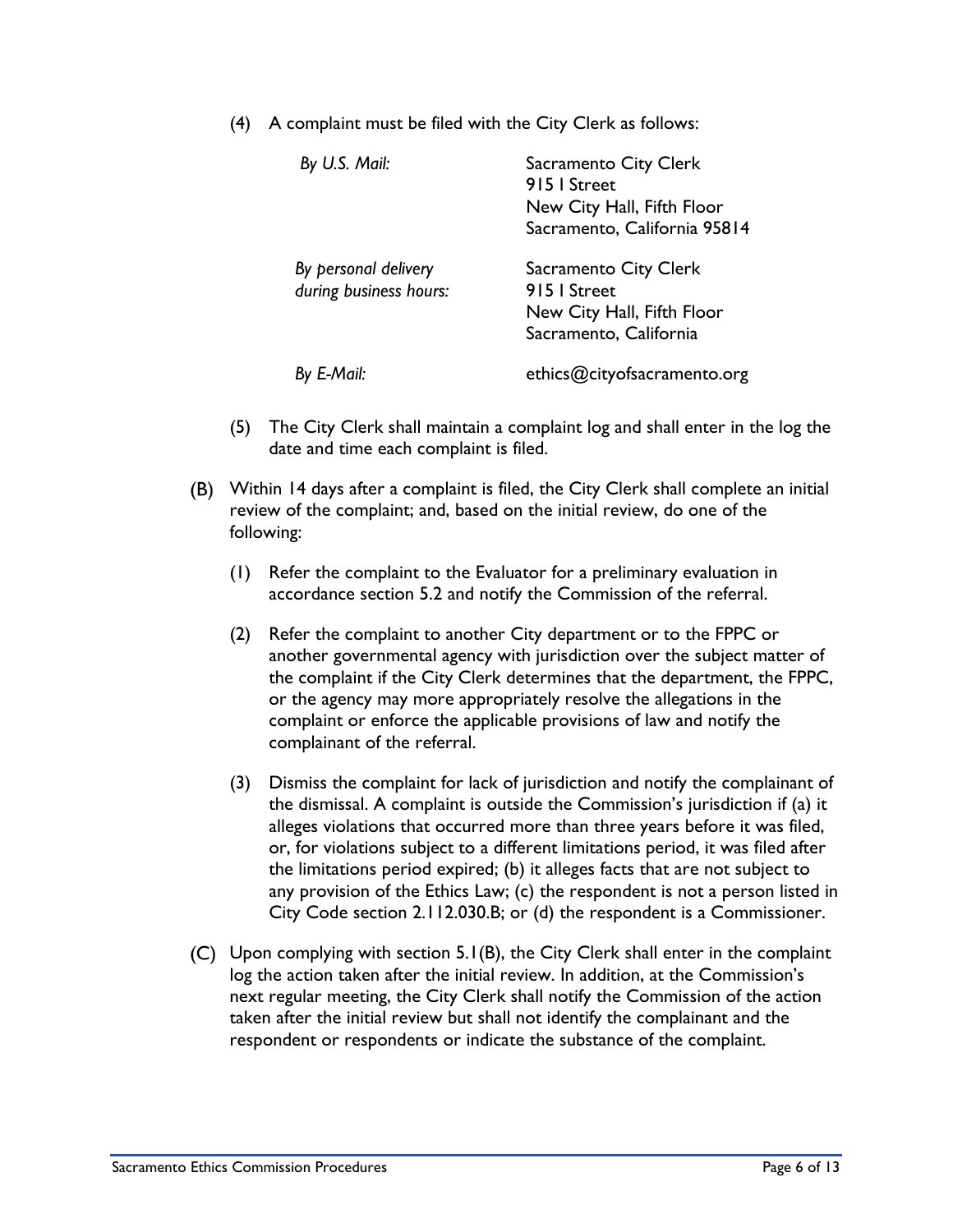(4) A complaint must be filed with the City Clerk as follows:

| | |
|---|---|
| *By U.S. Mail:* | Sacramento City Clerk<br>915 I Street<br>New City Hall, Fifth Floor<br>Sacramento, California 95814 |
| *By personal delivery during business hours:* | Sacramento City Clerk<br>915 I Street<br>New City Hall, Fifth Floor<br>Sacramento, California |
| *By E-Mail:* | ethics@cityofsacramento.org |

(5) The City Clerk shall maintain a complaint log and shall enter in the log the date and time each complaint is filed.

(B) Within 14 days after a complaint is filed, the City Clerk shall complete an initial review of the complaint; and, based on the initial review, do one of the following:

(1) Refer the complaint to the Evaluator for a preliminary evaluation in accordance section 5.2 and notify the Commission of the referral.

(2) Refer the complaint to another City department or to the FPPC or another governmental agency with jurisdiction over the subject matter of the complaint if the City Clerk determines that the department, the FPPC, or the agency may more appropriately resolve the allegations in the complaint or enforce the applicable provisions of law and notify the complainant of the referral.

(3) Dismiss the complaint for lack of jurisdiction and notify the complainant of the dismissal. A complaint is outside the Commission's jurisdiction if (a) it alleges violations that occurred more than three years before it was filed, or, for violations subject to a different limitations period, it was filed after the limitations period expired; (b) it alleges facts that are not subject to any provision of the Ethics Law; (c) the respondent is not a person listed in City Code section 2.112.030.B; or (d) the respondent is a Commissioner.

(C) Upon complying with section 5.1(B), the City Clerk shall enter in the complaint log the action taken after the initial review. In addition, at the Commission's next regular meeting, the City Clerk shall notify the Commission of the action taken after the initial review but shall not identify the complainant and the respondent or respondents or indicate the substance of the complaint.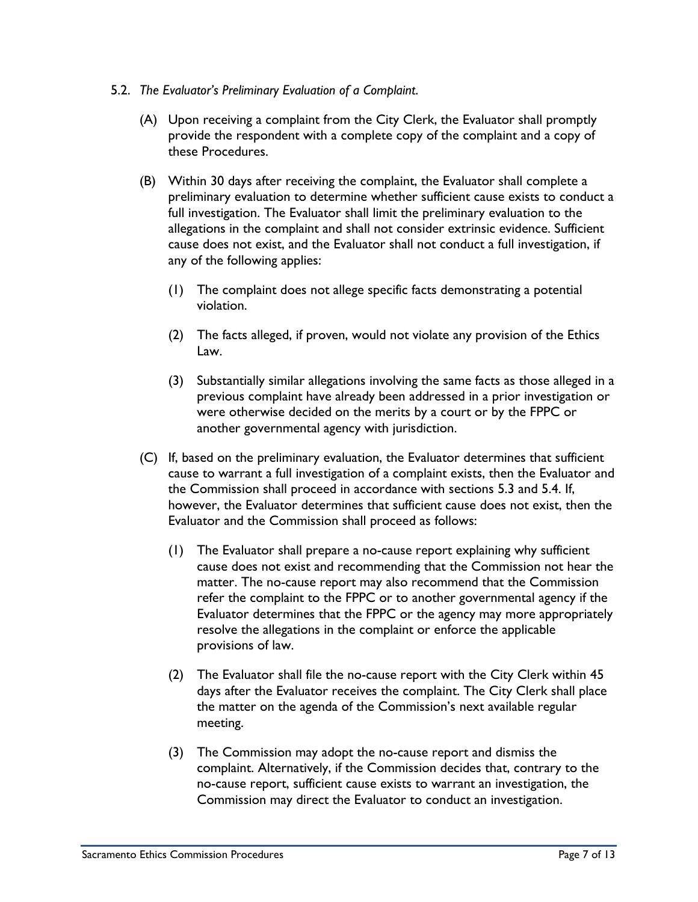5.2. *The Evaluator's Preliminary Evaluation of a Complaint.*

(A) Upon receiving a complaint from the City Clerk, the Evaluator shall promptly provide the respondent with a complete copy of the complaint and a copy of these Procedures.

(B) Within 30 days after receiving the complaint, the Evaluator shall complete a preliminary evaluation to determine whether sufficient cause exists to conduct a full investigation. The Evaluator shall limit the preliminary evaluation to the allegations in the complaint and shall not consider extrinsic evidence. Sufficient cause does not exist, and the Evaluator shall not conduct a full investigation, if any of the following applies:

(1) The complaint does not allege specific facts demonstrating a potential violation.

(2) The facts alleged, if proven, would not violate any provision of the Ethics Law.

(3) Substantially similar allegations involving the same facts as those alleged in a previous complaint have already been addressed in a prior investigation or were otherwise decided on the merits by a court or by the FPPC or another governmental agency with jurisdiction.

(C) If, based on the preliminary evaluation, the Evaluator determines that sufficient cause to warrant a full investigation of a complaint exists, then the Evaluator and the Commission shall proceed in accordance with sections 5.3 and 5.4. If, however, the Evaluator determines that sufficient cause does not exist, then the Evaluator and the Commission shall proceed as follows:

(1) The Evaluator shall prepare a no-cause report explaining why sufficient cause does not exist and recommending that the Commission not hear the matter. The no-cause report may also recommend that the Commission refer the complaint to the FPPC or to another governmental agency if the Evaluator determines that the FPPC or the agency may more appropriately resolve the allegations in the complaint or enforce the applicable provisions of law.

(2) The Evaluator shall file the no-cause report with the City Clerk within 45 days after the Evaluator receives the complaint. The City Clerk shall place the matter on the agenda of the Commission's next available regular meeting.

(3) The Commission may adopt the no-cause report and dismiss the complaint. Alternatively, if the Commission decides that, contrary to the no-cause report, sufficient cause exists to warrant an investigation, the Commission may direct the Evaluator to conduct an investigation.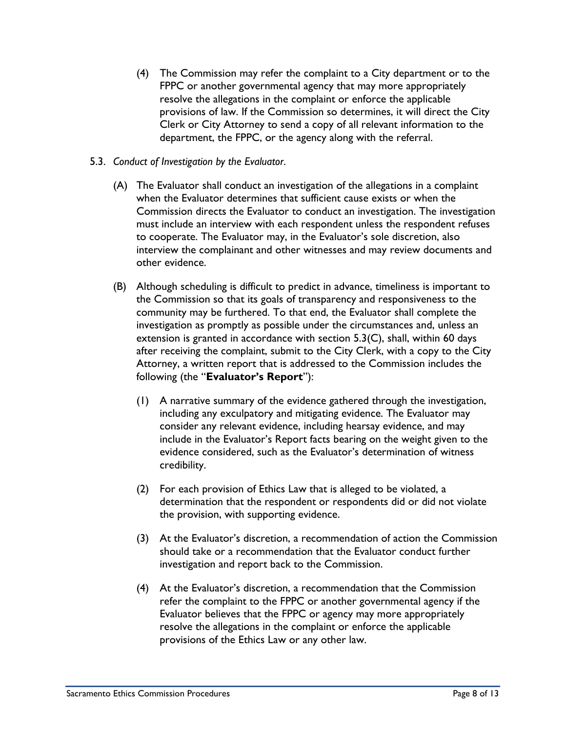(4) The Commission may refer the complaint to a City department or to the FPPC or another governmental agency that may more appropriately resolve the allegations in the complaint or enforce the applicable provisions of law. If the Commission so determines, it will direct the City Clerk or City Attorney to send a copy of all relevant information to the department, the FPPC, or the agency along with the referral.

5.3. *Conduct of Investigation by the Evaluator*.

(A) The Evaluator shall conduct an investigation of the allegations in a complaint when the Evaluator determines that sufficient cause exists or when the Commission directs the Evaluator to conduct an investigation. The investigation must include an interview with each respondent unless the respondent refuses to cooperate. The Evaluator may, in the Evaluator's sole discretion, also interview the complainant and other witnesses and may review documents and other evidence.

(B) Although scheduling is difficult to predict in advance, timeliness is important to the Commission so that its goals of transparency and responsiveness to the community may be furthered. To that end, the Evaluator shall complete the investigation as promptly as possible under the circumstances and, unless an extension is granted in accordance with section 5.3(C), shall, within 60 days after receiving the complaint, submit to the City Clerk, with a copy to the City Attorney, a written report that is addressed to the Commission includes the following (the "**Evaluator's Report**"):

(1) A narrative summary of the evidence gathered through the investigation, including any exculpatory and mitigating evidence. The Evaluator may consider any relevant evidence, including hearsay evidence, and may include in the Evaluator's Report facts bearing on the weight given to the evidence considered, such as the Evaluator's determination of witness credibility.

(2) For each provision of Ethics Law that is alleged to be violated, a determination that the respondent or respondents did or did not violate the provision, with supporting evidence.

(3) At the Evaluator's discretion, a recommendation of action the Commission should take or a recommendation that the Evaluator conduct further investigation and report back to the Commission.

(4) At the Evaluator's discretion, a recommendation that the Commission refer the complaint to the FPPC or another governmental agency if the Evaluator believes that the FPPC or agency may more appropriately resolve the allegations in the complaint or enforce the applicable provisions of the Ethics Law or any other law.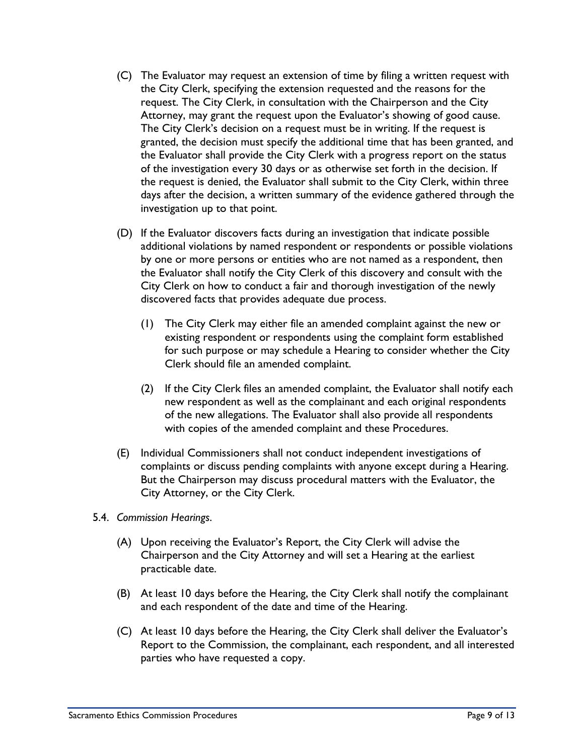(C) The Evaluator may request an extension of time by filing a written request with the City Clerk, specifying the extension requested and the reasons for the request. The City Clerk, in consultation with the Chairperson and the City Attorney, may grant the request upon the Evaluator's showing of good cause. The City Clerk's decision on a request must be in writing. If the request is granted, the decision must specify the additional time that has been granted, and the Evaluator shall provide the City Clerk with a progress report on the status of the investigation every 30 days or as otherwise set forth in the decision. If the request is denied, the Evaluator shall submit to the City Clerk, within three days after the decision, a written summary of the evidence gathered through the investigation up to that point.

(D) If the Evaluator discovers facts during an investigation that indicate possible additional violations by named respondent or respondents or possible violations by one or more persons or entities who are not named as a respondent, then the Evaluator shall notify the City Clerk of this discovery and consult with the City Clerk on how to conduct a fair and thorough investigation of the newly discovered facts that provides adequate due process.

   (1) The City Clerk may either file an amended complaint against the new or existing respondent or respondents using the complaint form established for such purpose or may schedule a Hearing to consider whether the City Clerk should file an amended complaint.

   (2) If the City Clerk files an amended complaint, the Evaluator shall notify each new respondent as well as the complainant and each original respondents of the new allegations. The Evaluator shall also provide all respondents with copies of the amended complaint and these Procedures.

(E) Individual Commissioners shall not conduct independent investigations of complaints or discuss pending complaints with anyone except during a Hearing. But the Chairperson may discuss procedural matters with the Evaluator, the City Attorney, or the City Clerk.

5.4. *Commission Hearings.*

(A) Upon receiving the Evaluator's Report, the City Clerk will advise the Chairperson and the City Attorney and will set a Hearing at the earliest practicable date.

(B) At least 10 days before the Hearing, the City Clerk shall notify the complainant and each respondent of the date and time of the Hearing.

(C) At least 10 days before the Hearing, the City Clerk shall deliver the Evaluator's Report to the Commission, the complainant, each respondent, and all interested parties who have requested a copy.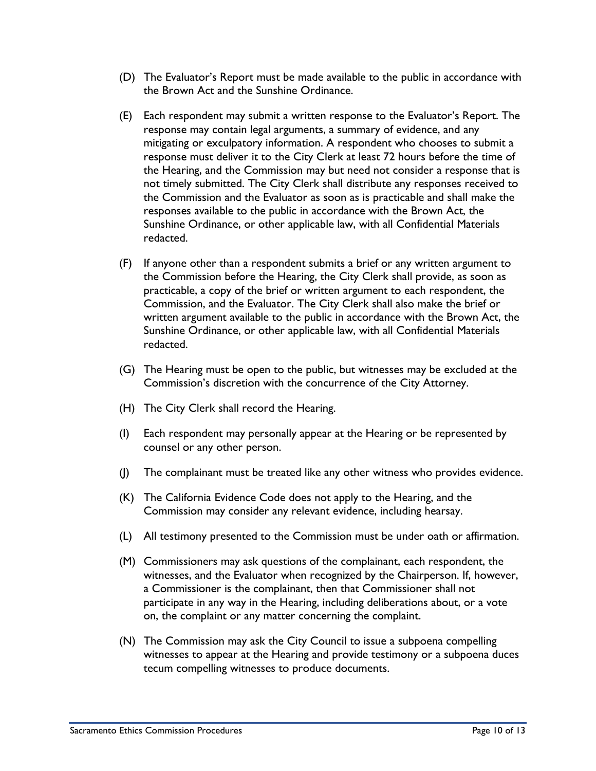(D) The Evaluator's Report must be made available to the public in accordance with the Brown Act and the Sunshine Ordinance.

(E) Each respondent may submit a written response to the Evaluator's Report. The response may contain legal arguments, a summary of evidence, and any mitigating or exculpatory information. A respondent who chooses to submit a response must deliver it to the City Clerk at least 72 hours before the time of the Hearing, and the Commission may but need not consider a response that is not timely submitted. The City Clerk shall distribute any responses received to the Commission and the Evaluator as soon as is practicable and shall make the responses available to the public in accordance with the Brown Act, the Sunshine Ordinance, or other applicable law, with all Confidential Materials redacted.

(F) If anyone other than a respondent submits a brief or any written argument to the Commission before the Hearing, the City Clerk shall provide, as soon as practicable, a copy of the brief or written argument to each respondent, the Commission, and the Evaluator. The City Clerk shall also make the brief or written argument available to the public in accordance with the Brown Act, the Sunshine Ordinance, or other applicable law, with all Confidential Materials redacted.

(G) The Hearing must be open to the public, but witnesses may be excluded at the Commission's discretion with the concurrence of the City Attorney.

(H) The City Clerk shall record the Hearing.

(I) Each respondent may personally appear at the Hearing or be represented by counsel or any other person.

(J) The complainant must be treated like any other witness who provides evidence.

(K) The California Evidence Code does not apply to the Hearing, and the Commission may consider any relevant evidence, including hearsay.

(L) All testimony presented to the Commission must be under oath or affirmation.

(M) Commissioners may ask questions of the complainant, each respondent, the witnesses, and the Evaluator when recognized by the Chairperson. If, however, a Commissioner is the complainant, then that Commissioner shall not participate in any way in the Hearing, including deliberations about, or a vote on, the complaint or any matter concerning the complaint.

(N) The Commission may ask the City Council to issue a subpoena compelling witnesses to appear at the Hearing and provide testimony or a subpoena duces tecum compelling witnesses to produce documents.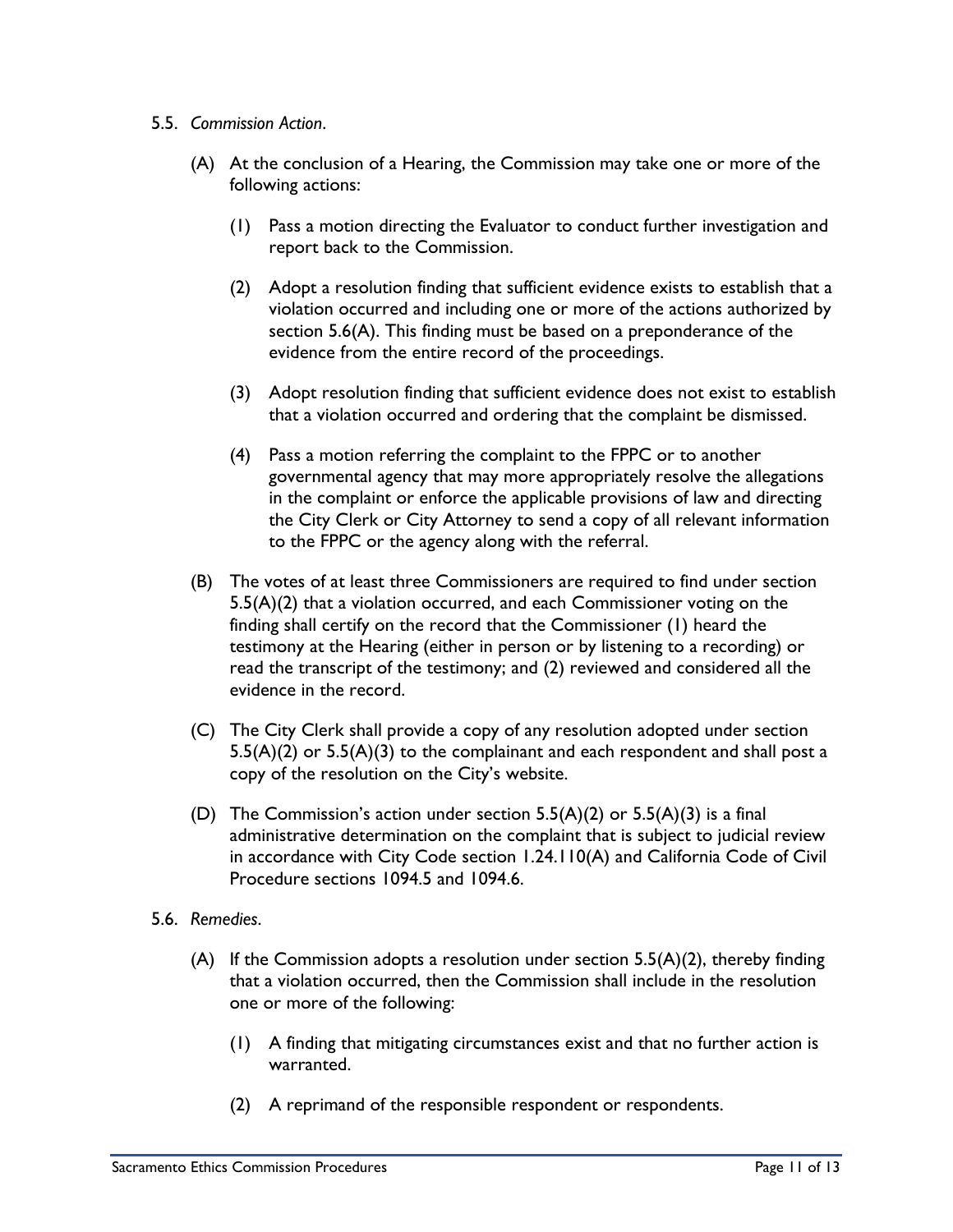5.5. *Commission Action*.

(A) At the conclusion of a Hearing, the Commission may take one or more of the following actions:

(1) Pass a motion directing the Evaluator to conduct further investigation and report back to the Commission.

(2) Adopt a resolution finding that sufficient evidence exists to establish that a violation occurred and including one or more of the actions authorized by section 5.6(A). This finding must be based on a preponderance of the evidence from the entire record of the proceedings.

(3) Adopt resolution finding that sufficient evidence does not exist to establish that a violation occurred and ordering that the complaint be dismissed.

(4) Pass a motion referring the complaint to the FPPC or to another governmental agency that may more appropriately resolve the allegations in the complaint or enforce the applicable provisions of law and directing the City Clerk or City Attorney to send a copy of all relevant information to the FPPC or the agency along with the referral.

(B) The votes of at least three Commissioners are required to find under section 5.5(A)(2) that a violation occurred, and each Commissioner voting on the finding shall certify on the record that the Commissioner (1) heard the testimony at the Hearing (either in person or by listening to a recording) or read the transcript of the testimony; and (2) reviewed and considered all the evidence in the record.

(C) The City Clerk shall provide a copy of any resolution adopted under section 5.5(A)(2) or 5.5(A)(3) to the complainant and each respondent and shall post a copy of the resolution on the City's website.

(D) The Commission's action under section 5.5(A)(2) or 5.5(A)(3) is a final administrative determination on the complaint that is subject to judicial review in accordance with City Code section 1.24.110(A) and California Code of Civil Procedure sections 1094.5 and 1094.6.

5.6. *Remedies*.

(A) If the Commission adopts a resolution under section 5.5(A)(2), thereby finding that a violation occurred, then the Commission shall include in the resolution one or more of the following:

(1) A finding that mitigating circumstances exist and that no further action is warranted.

(2) A reprimand of the responsible respondent or respondents.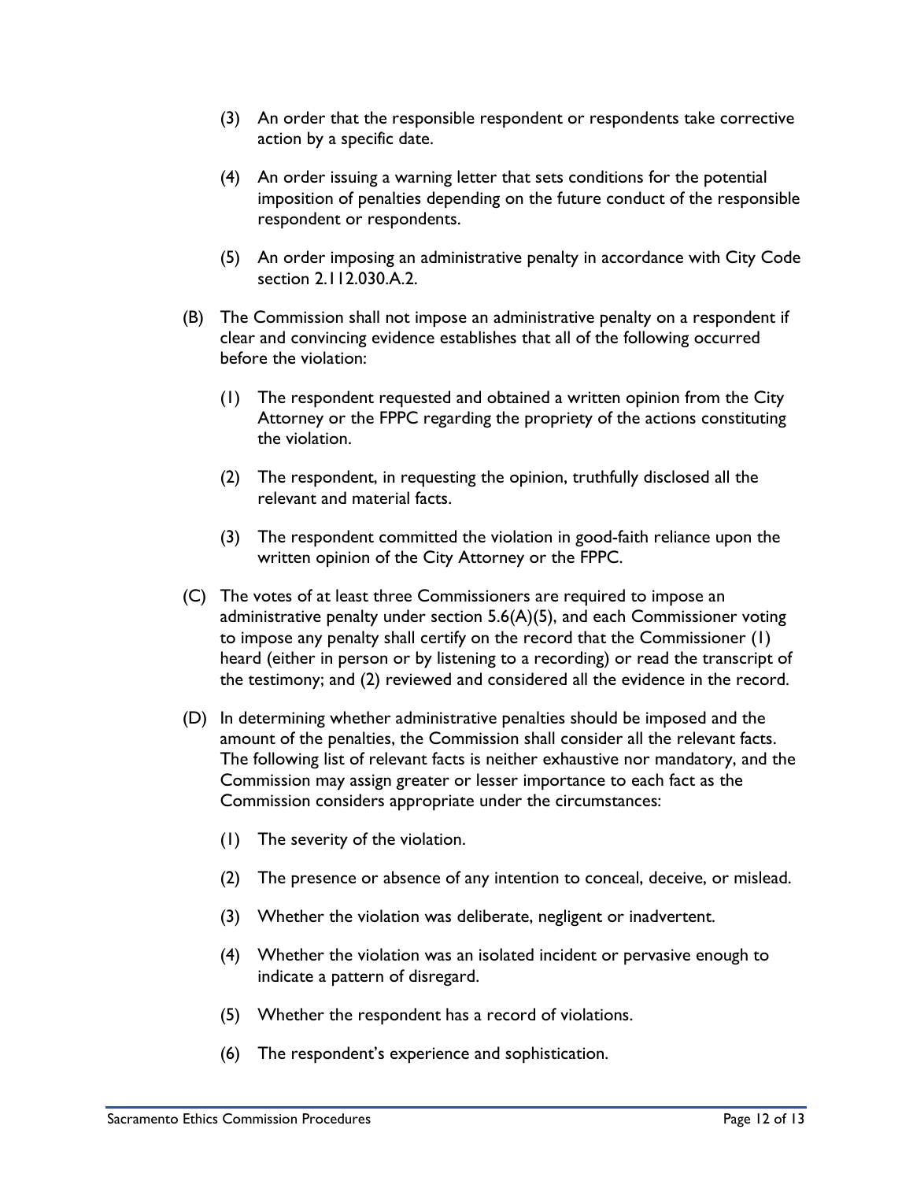(3) An order that the responsible respondent or respondents take corrective action by a specific date.

(4) An order issuing a warning letter that sets conditions for the potential imposition of penalties depending on the future conduct of the responsible respondent or respondents.

(5) An order imposing an administrative penalty in accordance with City Code section 2.112.030.A.2.

(B) The Commission shall not impose an administrative penalty on a respondent if clear and convincing evidence establishes that all of the following occurred before the violation:

(1) The respondent requested and obtained a written opinion from the City Attorney or the FPPC regarding the propriety of the actions constituting the violation.

(2) The respondent, in requesting the opinion, truthfully disclosed all the relevant and material facts.

(3) The respondent committed the violation in good-faith reliance upon the written opinion of the City Attorney or the FPPC.

(C) The votes of at least three Commissioners are required to impose an administrative penalty under section 5.6(A)(5), and each Commissioner voting to impose any penalty shall certify on the record that the Commissioner (1) heard (either in person or by listening to a recording) or read the transcript of the testimony; and (2) reviewed and considered all the evidence in the record.

(D) In determining whether administrative penalties should be imposed and the amount of the penalties, the Commission shall consider all the relevant facts. The following list of relevant facts is neither exhaustive nor mandatory, and the Commission may assign greater or lesser importance to each fact as the Commission considers appropriate under the circumstances:

(1) The severity of the violation.

(2) The presence or absence of any intention to conceal, deceive, or mislead.

(3) Whether the violation was deliberate, negligent or inadvertent.

(4) Whether the violation was an isolated incident or pervasive enough to indicate a pattern of disregard.

(5) Whether the respondent has a record of violations.

(6) The respondent's experience and sophistication.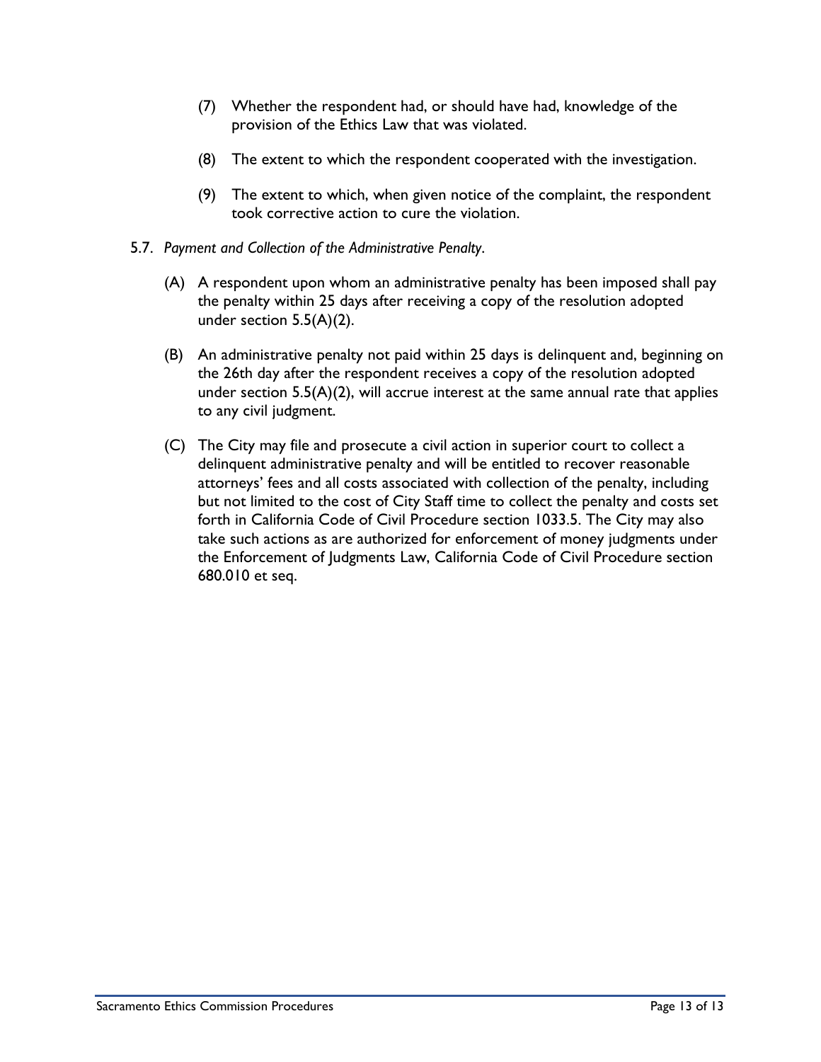(7) Whether the respondent had, or should have had, knowledge of the provision of the Ethics Law that was violated.

(8) The extent to which the respondent cooperated with the investigation.

(9) The extent to which, when given notice of the complaint, the respondent took corrective action to cure the violation.

5.7. *Payment and Collection of the Administrative Penalty*.

(A) A respondent upon whom an administrative penalty has been imposed shall pay the penalty within 25 days after receiving a copy of the resolution adopted under section 5.5(A)(2).

(B) An administrative penalty not paid within 25 days is delinquent and, beginning on the 26th day after the respondent receives a copy of the resolution adopted under section 5.5(A)(2), will accrue interest at the same annual rate that applies to any civil judgment.

(C) The City may file and prosecute a civil action in superior court to collect a delinquent administrative penalty and will be entitled to recover reasonable attorneys' fees and all costs associated with collection of the penalty, including but not limited to the cost of City Staff time to collect the penalty and costs set forth in California Code of Civil Procedure section 1033.5. The City may also take such actions as are authorized for enforcement of money judgments under the Enforcement of Judgments Law, California Code of Civil Procedure section 680.010 et seq.